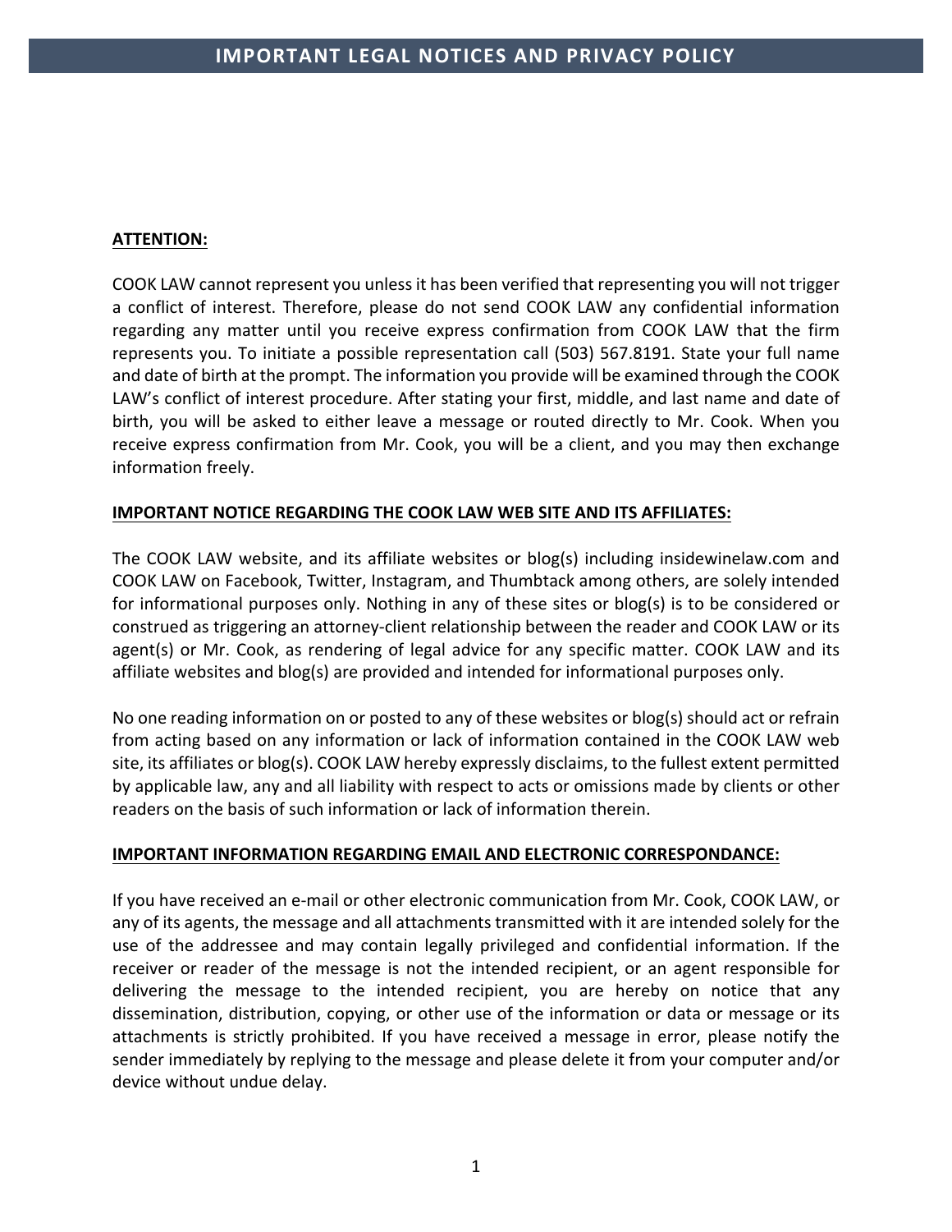# IMPORTANT LEGAL NOTICES AND PRIVACY POLICY

**ATTENTION:**

COOK LAW cannot represent you unless it has been verified that representing you will not trigger a conflict of interest. Therefore, please do not send COOK LAW any confidential information regarding any matter until you receive express confirmation from COOK LAW that the firm represents you. To initiate a possible representation call (503) 567.8191. State your full name and date of birth at the prompt. The information you provide will be examined through the COOK LAW's conflict of interest procedure. After stating your first, middle, and last name and date of birth, you will be asked to either leave a message or routed directly to Mr. Cook. When you receive express confirmation from Mr. Cook, you will be a client, and you may then exchange information freely.

**IMPORTANT NOTICE REGARDING THE COOK LAW WEB SITE AND ITS AFFILIATES:**

The COOK LAW website, and its affiliate websites or blog(s) including insidewinelaw.com and COOK LAW on Facebook, Twitter, Instagram, and Thumbtack among others, are solely intended for informational purposes only. Nothing in any of these sites or blog(s) is to be considered or construed as triggering an attorney-client relationship between the reader and COOK LAW or its agent(s) or Mr. Cook, as rendering of legal advice for any specific matter. COOK LAW and its affiliate websites and blog(s) are provided and intended for informational purposes only.

No one reading information on or posted to any of these websites or blog(s) should act or refrain from acting based on any information or lack of information contained in the COOK LAW web site, its affiliates or blog(s). COOK LAW hereby expressly disclaims, to the fullest extent permitted by applicable law, any and all liability with respect to acts or omissions made by clients or other readers on the basis of such information or lack of information therein.

**IMPORTANT INFORMATION REGARDING EMAIL AND ELECTRONIC CORRESPONDANCE:**

If you have received an e-mail or other electronic communication from Mr. Cook, COOK LAW, or any of its agents, the message and all attachments transmitted with it are intended solely for the use of the addressee and may contain legally privileged and confidential information. If the receiver or reader of the message is not the intended recipient, or an agent responsible for delivering the message to the intended recipient, you are hereby on notice that any dissemination, distribution, copying, or other use of the information or data or message or its attachments is strictly prohibited. If you have received a message in error, please notify the sender immediately by replying to the message and please delete it from your computer and/or device without undue delay.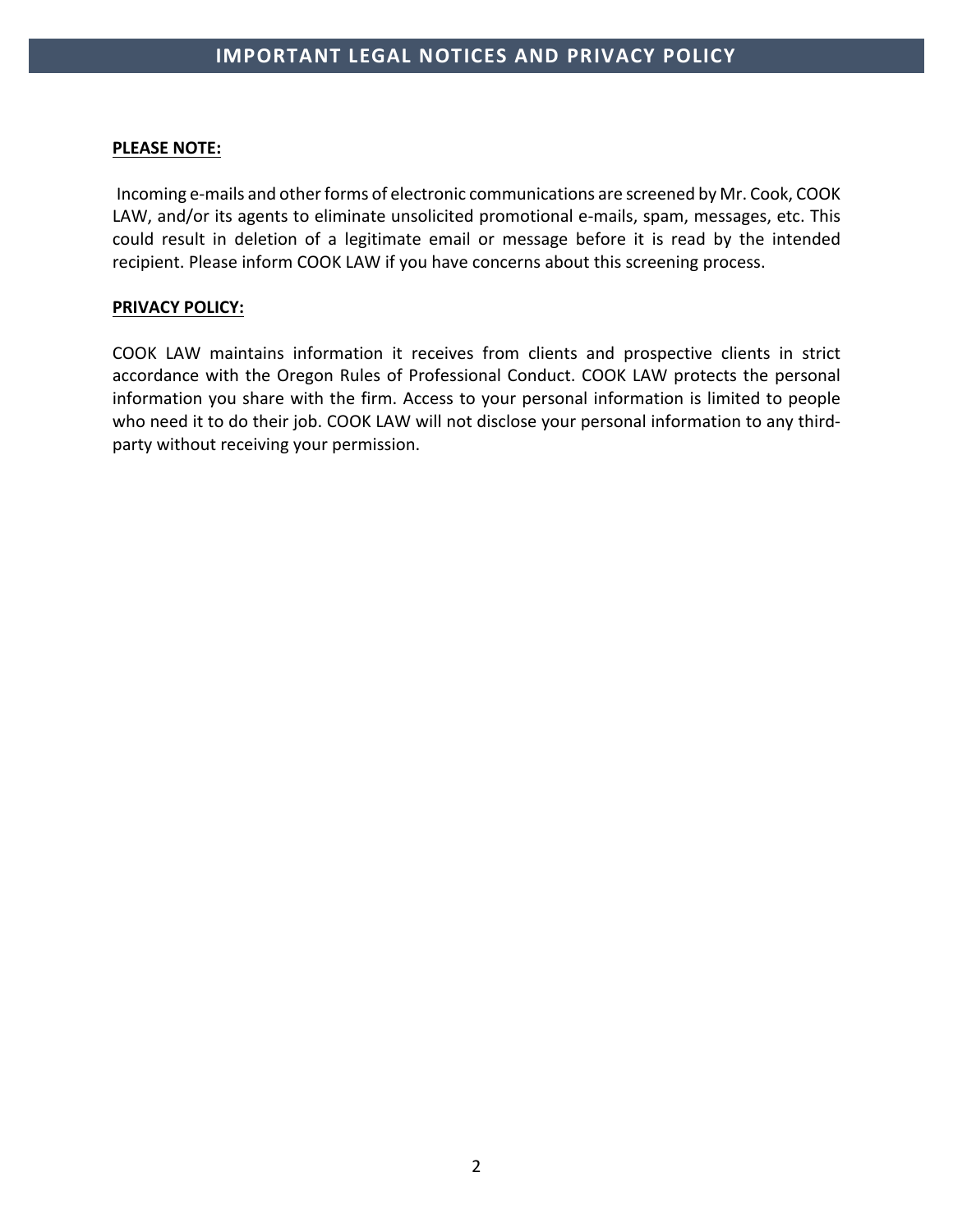# IMPORTANT LEGAL NOTICES AND PRIVACY POLICY

**PLEASE NOTE:**

Incoming e-mails and other forms of electronic communications are screened by Mr. Cook, COOK LAW, and/or its agents to eliminate unsolicited promotional e-mails, spam, messages, etc. This could result in deletion of a legitimate email or message before it is read by the intended recipient. Please inform COOK LAW if you have concerns about this screening process.

**PRIVACY POLICY:**

COOK LAW maintains information it receives from clients and prospective clients in strict accordance with the Oregon Rules of Professional Conduct. COOK LAW protects the personal information you share with the firm. Access to your personal information is limited to people who need it to do their job. COOK LAW will not disclose your personal information to any third-party without receiving your permission.